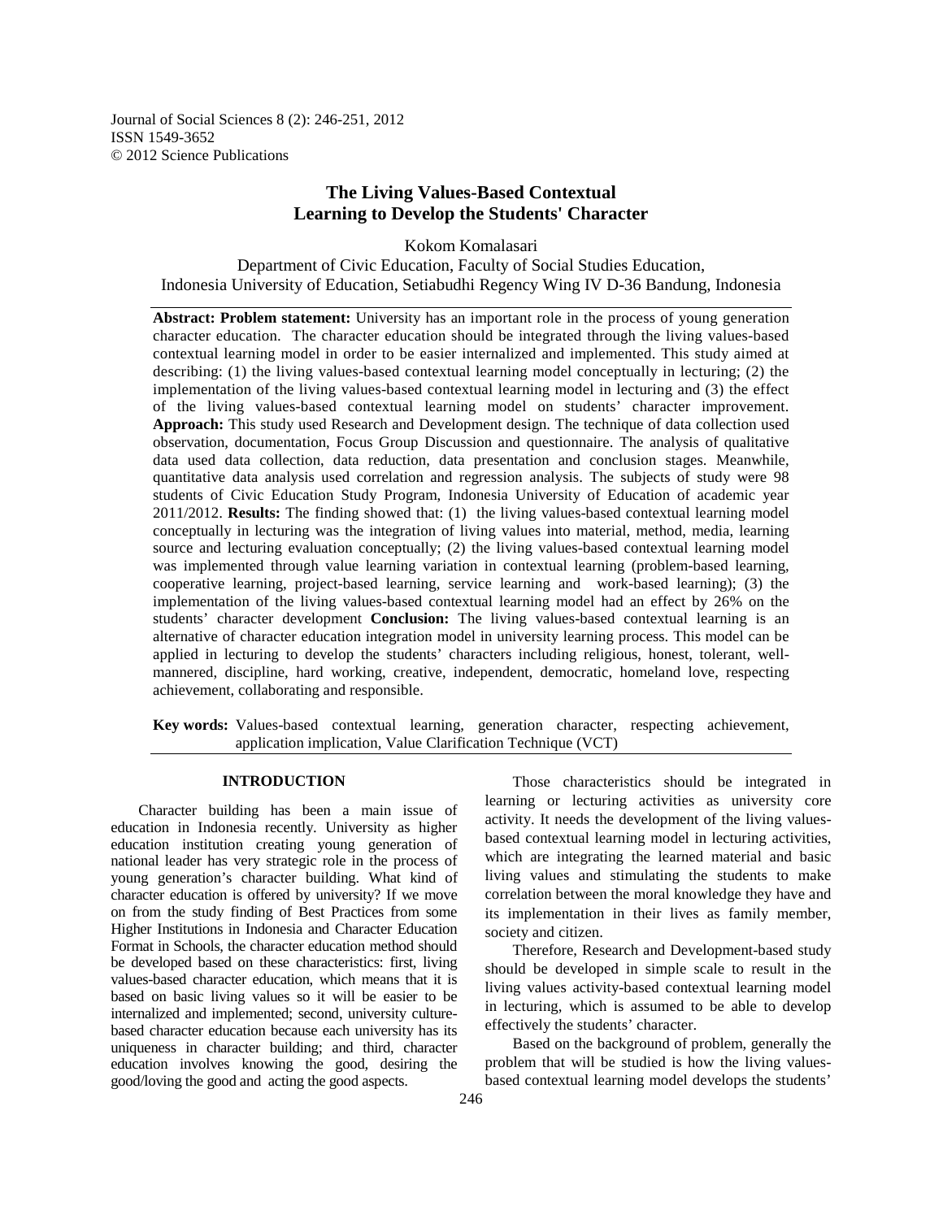# The Living Values-Based Contextual Learning to Develop the Students' Character

Kokom Komalasari

Department of Civic Education, Faculty of Social Studies Education,
Indonesia University of Education, Setiabudhi Regency Wing IV D-36 Bandung, Indonesia

**Abstract: Problem statement:** University has an important role in the process of young generation character education. The character education should be integrated through the living values-based contextual learning model in order to be easier internalized and implemented. This study aimed at describing: (1) the living values-based contextual learning model conceptually in lecturing; (2) the implementation of the living values-based contextual learning model in lecturing and (3) the effect of the living values-based contextual learning model on students' character improvement. **Approach:** This study used Research and Development design. The technique of data collection used observation, documentation, Focus Group Discussion and questionnaire. The analysis of qualitative data used data collection, data reduction, data presentation and conclusion stages. Meanwhile, quantitative data analysis used correlation and regression analysis. The subjects of study were 98 students of Civic Education Study Program, Indonesia University of Education of academic year 2011/2012. **Results:** The finding showed that: (1) the living values-based contextual learning model conceptually in lecturing was the integration of living values into material, method, media, learning source and lecturing evaluation conceptually; (2) the living values-based contextual learning model was implemented through value learning variation in contextual learning (problem-based learning, cooperative learning, project-based learning, service learning and work-based learning); (3) the implementation of the living values-based contextual learning model had an effect by 26% on the students' character development **Conclusion:** The living values-based contextual learning is an alternative of character education integration model in university learning process. This model can be applied in lecturing to develop the students' characters including religious, honest, tolerant, well-mannered, discipline, hard working, creative, independent, democratic, homeland love, respecting achievement, collaborating and responsible.

**Key words:** Values-based contextual learning, generation character, respecting achievement, application implication, Value Clarification Technique (VCT)

## INTRODUCTION

Character building has been a main issue of education in Indonesia recently. University as higher education institution creating young generation of national leader has very strategic role in the process of young generation's character building. What kind of character education is offered by university? If we move on from the study finding of Best Practices from some Higher Institutions in Indonesia and Character Education Format in Schools, the character education method should be developed based on these characteristics: first, living values-based character education, which means that it is based on basic living values so it will be easier to be internalized and implemented; second, university culture-based character education because each university has its uniqueness in character building; and third, character education involves knowing the good, desiring the good/loving the good and acting the good aspects.

Those characteristics should be integrated in learning or lecturing activities as university core activity. It needs the development of the living values-based contextual learning model in lecturing activities, which are integrating the learned material and basic living values and stimulating the students to make correlation between the moral knowledge they have and its implementation in their lives as family member, society and citizen.

Therefore, Research and Development-based study should be developed in simple scale to result in the living values activity-based contextual learning model in lecturing, which is assumed to be able to develop effectively the students' character.

Based on the background of problem, generally the problem that will be studied is how the living values-based contextual learning model develops the students'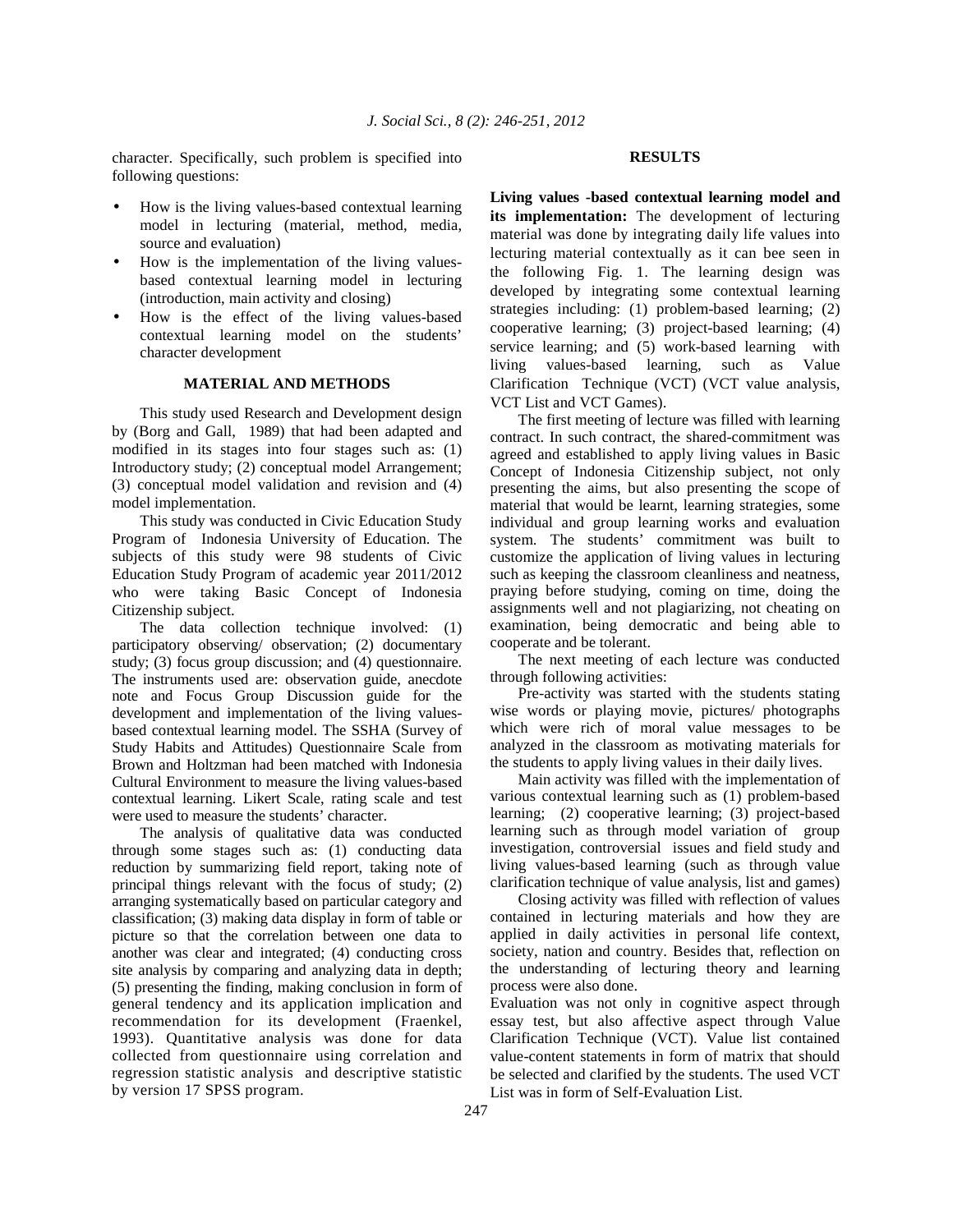character. Specifically, such problem is specified into following questions:

- How is the living values-based contextual learning model in lecturing (material, method, media, source and evaluation)
- How is the implementation of the living values-based contextual learning model in lecturing (introduction, main activity and closing)
- How is the effect of the living values-based contextual learning model on the students' character development

## MATERIAL AND METHODS

This study used Research and Development design by (Borg and Gall, 1989) that had been adapted and modified in its stages into four stages such as: (1) Introductory study; (2) conceptual model Arrangement; (3) conceptual model validation and revision and (4) model implementation.

This study was conducted in Civic Education Study Program of Indonesia University of Education. The subjects of this study were 98 students of Civic Education Study Program of academic year 2011/2012 who were taking Basic Concept of Indonesia Citizenship subject.

The data collection technique involved: (1) participatory observing/ observation; (2) documentary study; (3) focus group discussion; and (4) questionnaire. The instruments used are: observation guide, anecdote note and Focus Group Discussion guide for the development and implementation of the living values-based contextual learning model. The SSHA (Survey of Study Habits and Attitudes) Questionnaire Scale from Brown and Holtzman had been matched with Indonesia Cultural Environment to measure the living values-based contextual learning. Likert Scale, rating scale and test were used to measure the students' character.

The analysis of qualitative data was conducted through some stages such as: (1) conducting data reduction by summarizing field report, taking note of principal things relevant with the focus of study; (2) arranging systematically based on particular category and classification; (3) making data display in form of table or picture so that the correlation between one data to another was clear and integrated; (4) conducting cross site analysis by comparing and analyzing data in depth; (5) presenting the finding, making conclusion in form of general tendency and its application implication and recommendation for its development (Fraenkel, 1993). Quantitative analysis was done for data collected from questionnaire using correlation and regression statistic analysis and descriptive statistic by version 17 SPSS program.

## RESULTS

**Living values -based contextual learning model and its implementation:** The development of lecturing material was done by integrating daily life values into lecturing material contextually as it can bee seen in the following Fig. 1. The learning design was developed by integrating some contextual learning strategies including: (1) problem-based learning; (2) cooperative learning; (3) project-based learning; (4) service learning; and (5) work-based learning with living values-based learning, such as Value Clarification Technique (VCT) (VCT value analysis, VCT List and VCT Games).

The first meeting of lecture was filled with learning contract. In such contract, the shared-commitment was agreed and established to apply living values in Basic Concept of Indonesia Citizenship subject, not only presenting the aims, but also presenting the scope of material that would be learnt, learning strategies, some individual and group learning works and evaluation system. The students' commitment was built to customize the application of living values in lecturing such as keeping the classroom cleanliness and neatness, praying before studying, coming on time, doing the assignments well and not plagiarizing, not cheating on examination, being democratic and being able to cooperate and be tolerant.

The next meeting of each lecture was conducted through following activities:

Pre-activity was started with the students stating wise words or playing movie, pictures/ photographs which were rich of moral value messages to be analyzed in the classroom as motivating materials for the students to apply living values in their daily lives.

Main activity was filled with the implementation of various contextual learning such as (1) problem-based learning; (2) cooperative learning; (3) project-based learning such as through model variation of group investigation, controversial issues and field study and living values-based learning (such as through value clarification technique of value analysis, list and games)

Closing activity was filled with reflection of values contained in lecturing materials and how they are applied in daily activities in personal life context, society, nation and country. Besides that, reflection on the understanding of lecturing theory and learning process were also done.

Evaluation was not only in cognitive aspect through essay test, but also affective aspect through Value Clarification Technique (VCT). Value list contained value-content statements in form of matrix that should be selected and clarified by the students. The used VCT List was in form of Self-Evaluation List.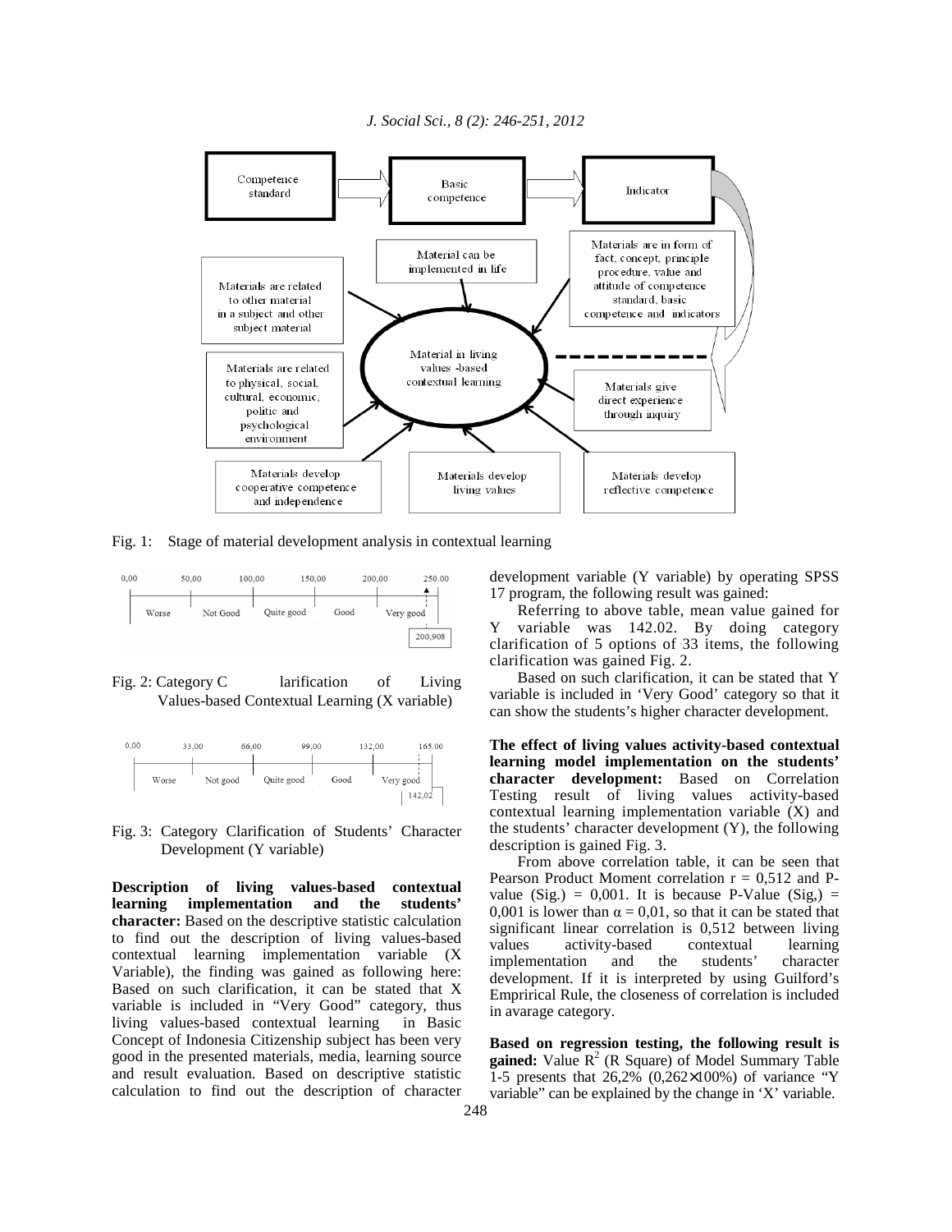Fig. 1: Stage of material development analysis in contextual learning

Fig. 2: Category Clarification of Living Values-based Contextual Learning (X variable)

Fig. 3: Category Clarification of Students' Character Development (Y variable)

**Description of living values-based contextual learning implementation and the students' character:** Based on the descriptive statistic calculation to find out the description of living values-based contextual learning implementation variable (X Variable), the finding was gained as following here: Based on such clarification, it can be stated that X variable is included in "Very Good" category, thus living values-based contextual learning in Basic Concept of Indonesia Citizenship subject has been very good in the presented materials, media, learning source and result evaluation. Based on descriptive statistic calculation to find out the description of character development variable (Y variable) by operating SPSS 17 program, the following result was gained:

Referring to above table, mean value gained for Y variable was 142.02. By doing category clarification of 5 options of 33 items, the following clarification was gained Fig. 2.

Based on such clarification, it can be stated that Y variable is included in 'Very Good' category so that it can show the students's higher character development.

**The effect of living values activity-based contextual learning model implementation on the students' character development:** Based on Correlation Testing result of living values activity-based contextual learning implementation variable (X) and the students' character development (Y), the following description is gained Fig. 3.

From above correlation table, it can be seen that Pearson Product Moment correlation r = 0,512 and P-value (Sig.) = 0,001. It is because P-Value (Sig,) = 0,001 is lower than $\alpha = 0,01$, so that it can be stated that significant linear correlation is 0,512 between living values activity-based contextual learning implementation and the students' character development. If it is interpreted by using Guilford's Emprirical Rule, the closeness of correlation is included in avarage category.

**Based on regression testing, the following result is gained:** Value $R^2$ (R Square) of Model Summary Table 1-5 presents that 26,2% ($0,262\times100\%$) of variance "Y variable" can be explained by the change in 'X' variable.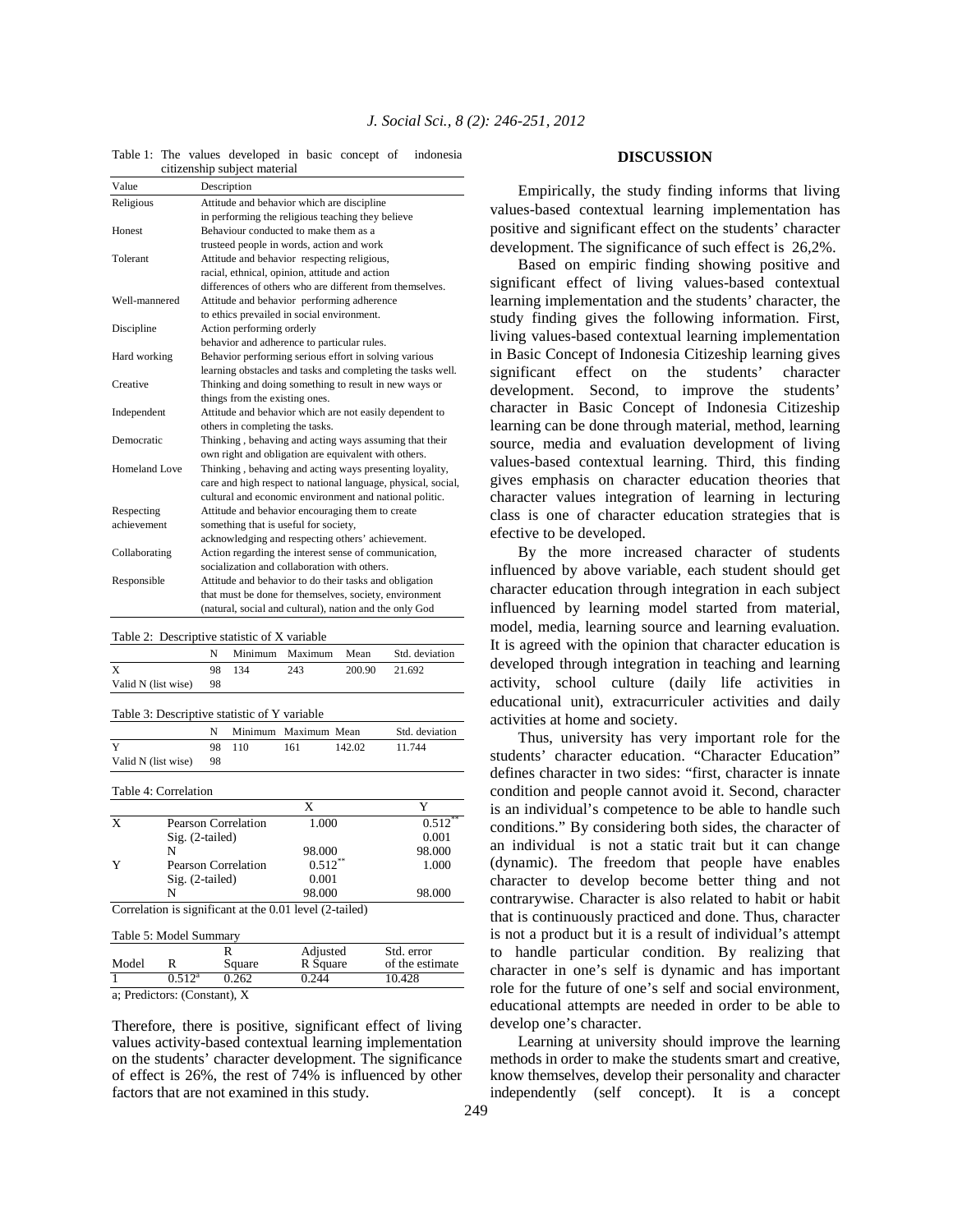Table 1: The values developed in basic concept of indonesia citizenship subject material

| Value | Description |
|---|---|
| Religious | Attitude and behavior which are discipline in performing the religious teaching they believe |
| Honest | Behaviour conducted to make them as a trusteed people in words, action and work |
| Tolerant | Attitude and behavior respecting religious, racial, ethnical, opinion, attitude and action differences of others who are different from themselves. |
| Well-mannered | Attitude and behavior performing adherence to ethics prevailed in social environment. |
| Discipline | Action performing orderly behavior and adherence to particular rules. |
| Hard working | Behavior performing serious effort in solving various learning obstacles and tasks and completing the tasks well. |
| Creative | Thinking and doing something to result in new ways or things from the existing ones. |
| Independent | Attitude and behavior which are not easily dependent to others in completing the tasks. |
| Democratic | Thinking , behaving and acting ways assuming that their own right and obligation are equivalent with others. |
| Homeland Love | Thinking , behaving and acting ways presenting loyality, care and high respect to national language, physical, social, cultural and economic environment and national politic. |
| Respecting achievement | Attitude and behavior encouraging them to create something that is useful for society, acknowledging and respecting others' achievement. |
| Collaborating | Action regarding the interest sense of communication, socialization and collaboration with others. |
| Responsible | Attitude and behavior to do their tasks and obligation that must be done for themselves, society, environment (natural, social and cultural), nation and the only God |

Table 2: Descriptive statistic of X variable

| | N | Minimum | Maximum | Mean | Std. deviation |
|---|---|---|---|---|---|
| X | 98 | 134 | 243 | 200.90 | 21.692 |
| Valid N (list wise) | 98 | | | | |

Table 3: Descriptive statistic of Y variable

| | N | Minimum | Maximum | Mean | Std. deviation |
|---|---|---|---|---|---|
| Y | 98 | 110 | 161 | 142.02 | 11.744 |
| Valid N (list wise) | 98 | | | | |

Table 4: Correlation

| | | X | Y |
|---|---|---|---|
| X | Pearson Correlation | 1.000 | 0.512** |
| | Sig. (2-tailed) | | 0.001 |
| | N | 98.000 | 98.000 |
| Y | Pearson Correlation | 0.512** | 1.000 |
| | Sig. (2-tailed) | 0.001 | |
| | N | 98.000 | 98.000 |

Correlation is significant at the 0.01 level (2-tailed)

Table 5: Model Summary

| Model | R | R Square | Adjusted R Square | Std. error of the estimate |
|---|---|---|---|---|
| 1 | 0.512[a] | 0.262 | 0.244 | 10.428 |

a; Predictors: (Constant), X

Therefore, there is positive, significant effect of living values activity-based contextual learning implementation on the students' character development. The significance of effect is 26%, the rest of 74% is influenced by other factors that are not examined in this study.

## DISCUSSION

Empirically, the study finding informs that living values-based contextual learning implementation has positive and significant effect on the students' character development. The significance of such effect is 26,2%.

Based on empiric finding showing positive and significant effect of living values-based contextual learning implementation and the students' character, the study finding gives the following information. First, living values-based contextual learning implementation in Basic Concept of Indonesia Citizeship learning gives significant effect on the students' character development. Second, to improve the students' character in Basic Concept of Indonesia Citizeship learning can be done through material, method, learning source, media and evaluation development of living values-based contextual learning. Third, this finding gives emphasis on character education theories that character values integration of learning in lecturing class is one of character education strategies that is efective to be developed.

By the more increased character of students influenced by above variable, each student should get character education through integration in each subject influenced by learning model started from material, model, media, learning source and learning evaluation. It is agreed with the opinion that character education is developed through integration in teaching and learning activity, school culture (daily life activities in educational unit), extracurriculer activities and daily activities at home and society.

Thus, university has very important role for the students' character education. "Character Education" defines character in two sides: "first, character is innate condition and people cannot avoid it. Second, character is an individual's competence to be able to handle such conditions." By considering both sides, the character of an individual is not a static trait but it can change (dynamic). The freedom that people have enables character to develop become better thing and not contrarywise. Character is also related to habit or habit that is continuously practiced and done. Thus, character is not a product but it is a result of individual's attempt to handle particular condition. By realizing that character in one's self is dynamic and has important role for the future of one's self and social environment, educational attempts are needed in order to be able to develop one's character.

Learning at university should improve the learning methods in order to make the students smart and creative, know themselves, develop their personality and character independently (self concept). It is a concept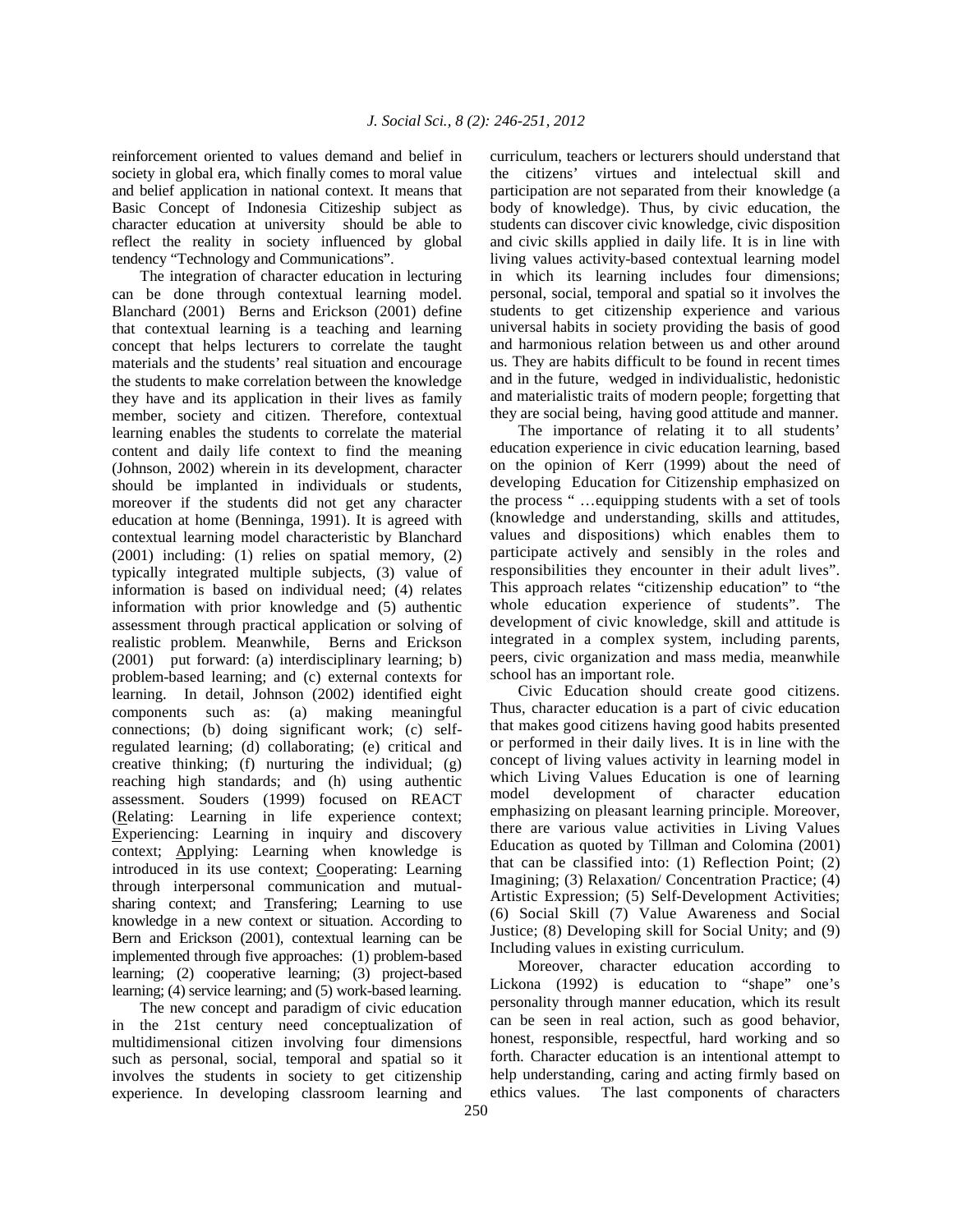reinforcement oriented to values demand and belief in society in global era, which finally comes to moral value and belief application in national context. It means that Basic Concept of Indonesia Citizeship subject as character education at university should be able to reflect the reality in society influenced by global tendency "Technology and Communications".

The integration of character education in lecturing can be done through contextual learning model. Blanchard (2001) Berns and Erickson (2001) define that contextual learning is a teaching and learning concept that helps lecturers to correlate the taught materials and the students' real situation and encourage the students to make correlation between the knowledge they have and its application in their lives as family member, society and citizen. Therefore, contextual learning enables the students to correlate the material content and daily life context to find the meaning (Johnson, 2002) wherein in its development, character should be implanted in individuals or students, moreover if the students did not get any character education at home (Benninga, 1991). It is agreed with contextual learning model characteristic by Blanchard (2001) including: (1) relies on spatial memory, (2) typically integrated multiple subjects, (3) value of information is based on individual need; (4) relates information with prior knowledge and (5) authentic assessment through practical application or solving of realistic problem. Meanwhile, Berns and Erickson (2001) put forward: (a) interdisciplinary learning; b) problem-based learning; and (c) external contexts for learning. In detail, Johnson (2002) identified eight components such as: (a) making meaningful connections; (b) doing significant work; (c) self-regulated learning; (d) collaborating; (e) critical and creative thinking; (f) nurturing the individual; (g) reaching high standards; and (h) using authentic assessment. Souders (1999) focused on REACT (Relating: Learning in life experience context; Experiencing: Learning in inquiry and discovery context; Applying: Learning when knowledge is introduced in its use context; Cooperating: Learning through interpersonal communication and mutual-sharing context; and Transfering; Learning to use knowledge in a new context or situation. According to Bern and Erickson (2001), contextual learning can be implemented through five approaches: (1) problem-based learning; (2) cooperative learning; (3) project-based learning; (4) service learning; and (5) work-based learning.

The new concept and paradigm of civic education in the 21st century need conceptualization of multidimensional citizen involving four dimensions such as personal, social, temporal and spatial so it involves the students in society to get citizenship experience. In developing classroom learning and curriculum, teachers or lecturers should understand that the citizens' virtues and intelectual skill and participation are not separated from their knowledge (a body of knowledge). Thus, by civic education, the students can discover civic knowledge, civic disposition and civic skills applied in daily life. It is in line with living values activity-based contextual learning model in which its learning includes four dimensions; personal, social, temporal and spatial so it involves the students to get citizenship experience and various universal habits in society providing the basis of good and harmonious relation between us and other around us. They are habits difficult to be found in recent times and in the future, wedged in individualistic, hedonistic and materialistic traits of modern people; forgetting that they are social being, having good attitude and manner.

The importance of relating it to all students' education experience in civic education learning, based on the opinion of Kerr (1999) about the need of developing Education for Citizenship emphasized on the process " …equipping students with a set of tools (knowledge and understanding, skills and attitudes, values and dispositions) which enables them to participate actively and sensibly in the roles and responsibilities they encounter in their adult lives". This approach relates "citizenship education" to "the whole education experience of students". The development of civic knowledge, skill and attitude is integrated in a complex system, including parents, peers, civic organization and mass media, meanwhile school has an important role.

Civic Education should create good citizens. Thus, character education is a part of civic education that makes good citizens having good habits presented or performed in their daily lives. It is in line with the concept of living values activity in learning model in which Living Values Education is one of learning model development of character education emphasizing on pleasant learning principle. Moreover, there are various value activities in Living Values Education as quoted by Tillman and Colomina (2001) that can be classified into: (1) Reflection Point; (2) Imagining; (3) Relaxation/ Concentration Practice; (4) Artistic Expression; (5) Self-Development Activities; (6) Social Skill (7) Value Awareness and Social Justice; (8) Developing skill for Social Unity; and (9) Including values in existing curriculum.

Moreover, character education according to Lickona (1992) is education to "shape" one's personality through manner education, which its result can be seen in real action, such as good behavior, honest, responsible, respectful, hard working and so forth. Character education is an intentional attempt to help understanding, caring and acting firmly based on ethics values. The last components of characters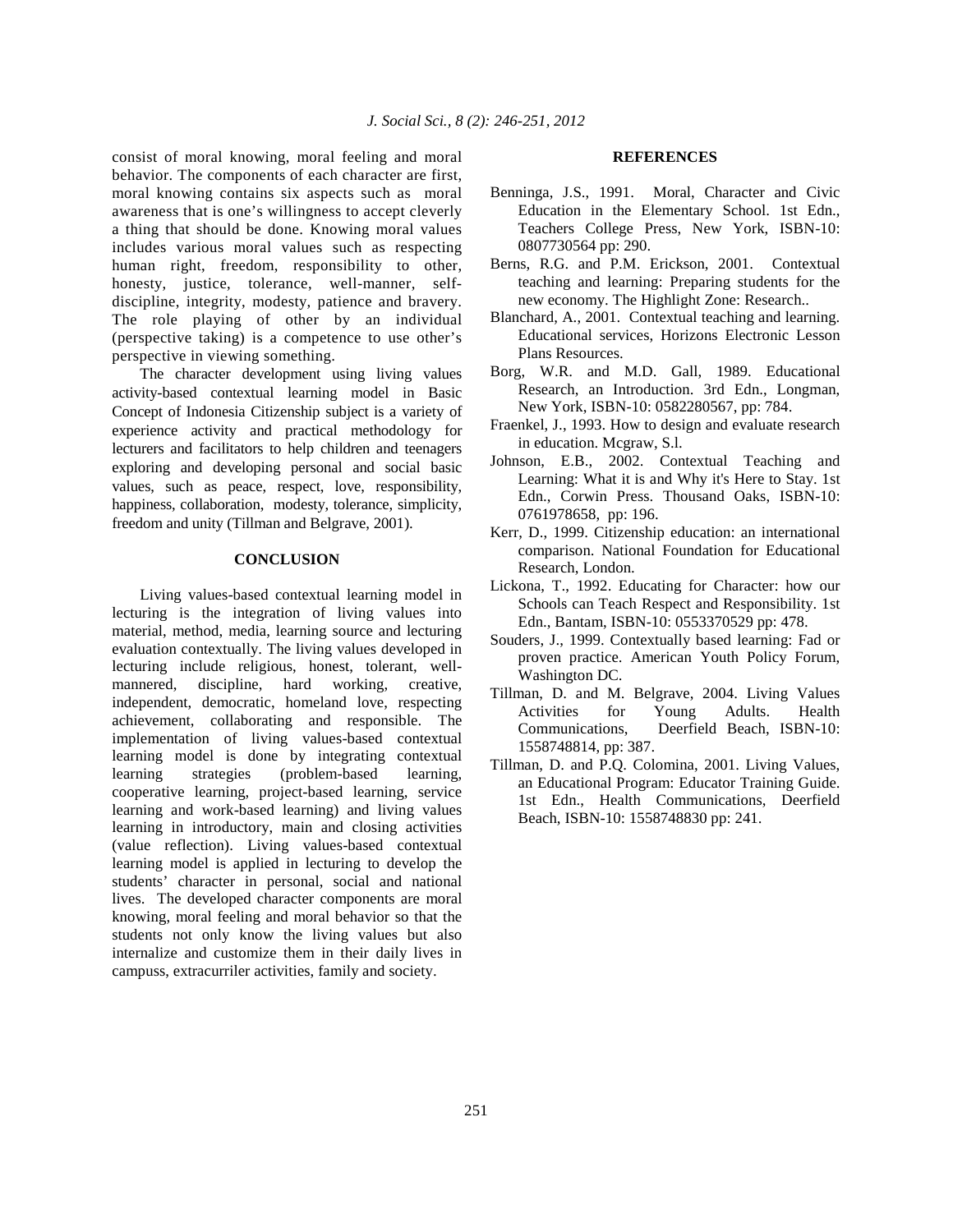consist of moral knowing, moral feeling and moral behavior. The components of each character are first, moral knowing contains six aspects such as moral awareness that is one's willingness to accept cleverly a thing that should be done. Knowing moral values includes various moral values such as respecting human right, freedom, responsibility to other, honesty, justice, tolerance, well-manner, self-discipline, integrity, modesty, patience and bravery. The role playing of other by an individual (perspective taking) is a competence to use other's perspective in viewing something.

The character development using living values activity-based contextual learning model in Basic Concept of Indonesia Citizenship subject is a variety of experience activity and practical methodology for lecturers and facilitators to help children and teenagers exploring and developing personal and social basic values, such as peace, respect, love, responsibility, happiness, collaboration, modesty, tolerance, simplicity, freedom and unity (Tillman and Belgrave, 2001).

## CONCLUSION

Living values-based contextual learning model in lecturing is the integration of living values into material, method, media, learning source and lecturing evaluation contextually. The living values developed in lecturing include religious, honest, tolerant, well-mannered, discipline, hard working, creative, independent, democratic, homeland love, respecting achievement, collaborating and responsible. The implementation of living values-based contextual learning model is done by integrating contextual learning strategies (problem-based learning, cooperative learning, project-based learning, service learning and work-based learning) and living values learning in introductory, main and closing activities (value reflection). Living values-based contextual learning model is applied in lecturing to develop the students' character in personal, social and national lives. The developed character components are moral knowing, moral feeling and moral behavior so that the students not only know the living values but also internalize and customize them in their daily lives in campuss, extracurriler activities, family and society.

## REFERENCES

Benninga, J.S., 1991. Moral, Character and Civic Education in the Elementary School. 1st Edn., Teachers College Press, New York, ISBN-10: 0807730564 pp: 290.

Berns, R.G. and P.M. Erickson, 2001. Contextual teaching and learning: Preparing students for the new economy. The Highlight Zone: Research..

Blanchard, A., 2001. Contextual teaching and learning. Educational services, Horizons Electronic Lesson Plans Resources.

Borg, W.R. and M.D. Gall, 1989. Educational Research, an Introduction. 3rd Edn., Longman, New York, ISBN-10: 0582280567, pp: 784.

Fraenkel, J., 1993. How to design and evaluate research in education. Mcgraw, S.l.

Johnson, E.B., 2002. Contextual Teaching and Learning: What it is and Why it's Here to Stay. 1st Edn., Corwin Press. Thousand Oaks, ISBN-10: 0761978658, pp: 196.

Kerr, D., 1999. Citizenship education: an international comparison. National Foundation for Educational Research, London.

Lickona, T., 1992. Educating for Character: how our Schools can Teach Respect and Responsibility. 1st Edn., Bantam, ISBN-10: 0553370529 pp: 478.

Souders, J., 1999. Contextually based learning: Fad or proven practice. American Youth Policy Forum, Washington DC.

Tillman, D. and M. Belgrave, 2004. Living Values Activities for Young Adults. Health Communications, Deerfield Beach, ISBN-10: 1558748814, pp: 387.

Tillman, D. and P.Q. Colomina, 2001. Living Values, an Educational Program: Educator Training Guide. 1st Edn., Health Communications, Deerfield Beach, ISBN-10: 1558748830 pp: 241.